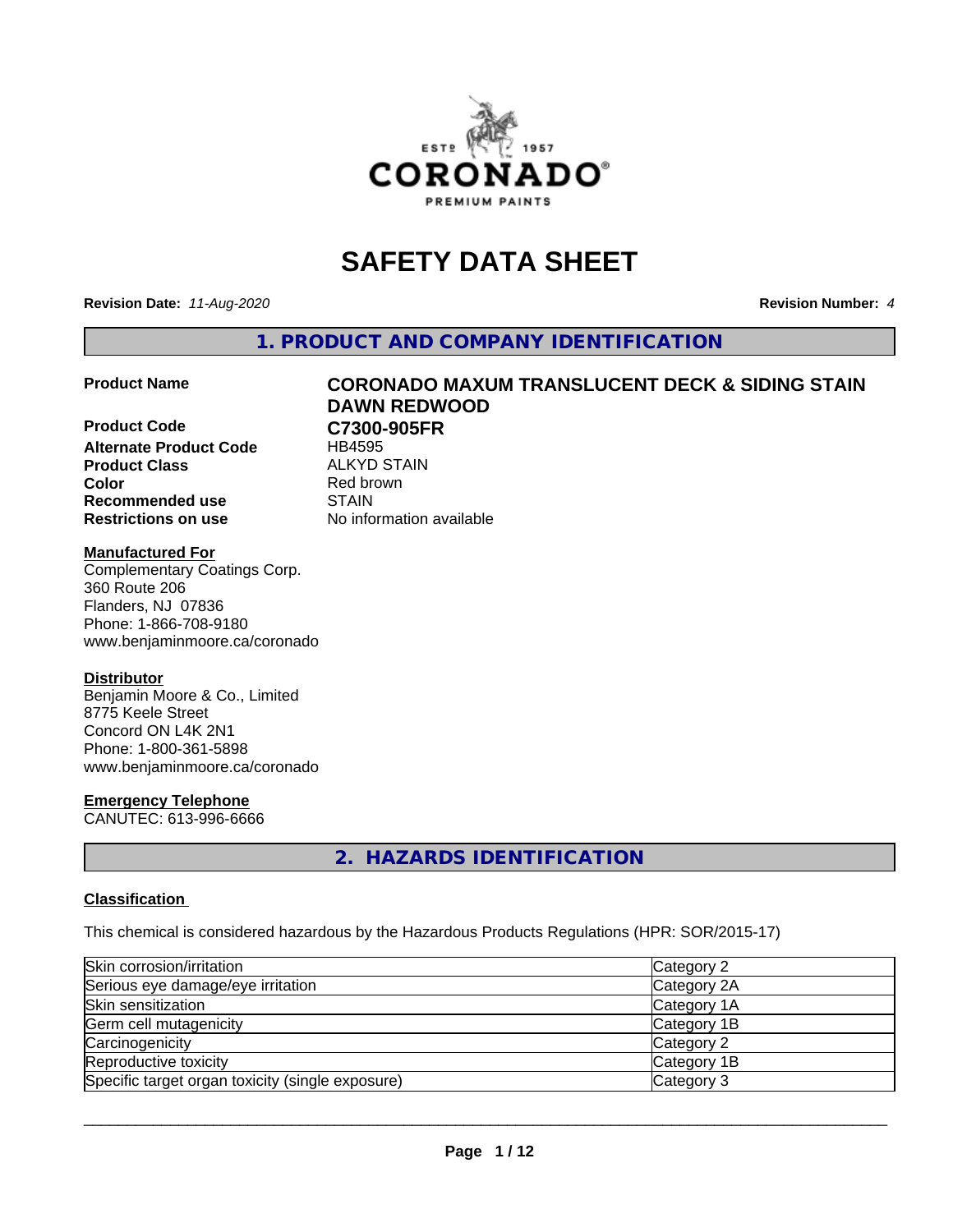# SAFETY DATA SHEET

**Revision Date:** *11-Aug-2020*

**Revision Number:** *4*

## 1. PRODUCT AND COMPANY IDENTIFICATION

| | |
|---|---|
| **Product Name** | **CORONADO MAXUM TRANSLUCENT DECK & SIDING STAIN DAWN REDWOOD** |
| **Product Code** | **C7300-905FR** |
| **Alternate Product Code** | HB4595 |
| **Product Class** | ALKYD STAIN |
| **Color** | Red brown |
| **Recommended use** | STAIN |
| **Restrictions on use** | No information available |

**Manufactured For**

Complementary Coatings Corp.
360 Route 206
Flanders, NJ 07836
Phone: 1-866-708-9180
www.benjaminmoore.ca/coronado

**Distributor**

Benjamin Moore & Co., Limited
8775 Keele Street
Concord ON L4K 2N1
Phone: 1-800-361-5898
www.benjaminmoore.ca/coronado

**Emergency Telephone**

CANUTEC: 613-996-6666

## 2. HAZARDS IDENTIFICATION

**Classification**

This chemical is considered hazardous by the Hazardous Products Regulations (HPR: SOR/2015-17)

| | |
|---|---|
| Skin corrosion/irritation | Category 2 |
| Serious eye damage/eye irritation | Category 2A |
| Skin sensitization | Category 1A |
| Germ cell mutagenicity | Category 1B |
| Carcinogenicity | Category 2 |
| Reproductive toxicity | Category 1B |
| Specific target organ toxicity (single exposure) | Category 3 |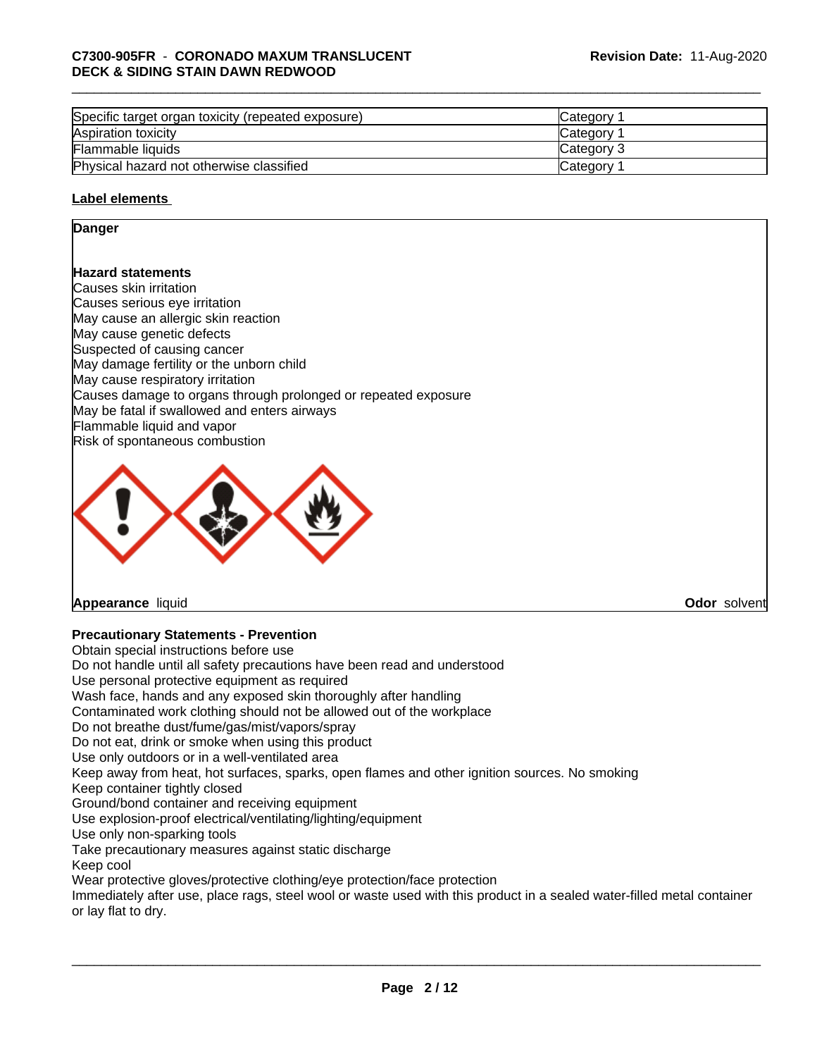| Specific target organ toxicity (repeated exposure) | Category 1 |
|---|---|
| Aspiration toxicity | Category 1 |
| Flammable liquids | Category 3 |
| Physical hazard not otherwise classified | Category 1 |

**Label elements**

**Danger**

**Hazard statements**

Causes skin irritation
Causes serious eye irritation
May cause an allergic skin reaction
May cause genetic defects
Suspected of causing cancer
May damage fertility or the unborn child
May cause respiratory irritation
Causes damage to organs through prolonged or repeated exposure
May be fatal if swallowed and enters airways
Flammable liquid and vapor
Risk of spontaneous combustion

**Appearance** liquid **Odor** solvent

**Precautionary Statements - Prevention**

Obtain special instructions before use
Do not handle until all safety precautions have been read and understood
Use personal protective equipment as required
Wash face, hands and any exposed skin thoroughly after handling
Contaminated work clothing should not be allowed out of the workplace
Do not breathe dust/fume/gas/mist/vapors/spray
Do not eat, drink or smoke when using this product
Use only outdoors or in a well-ventilated area
Keep away from heat, hot surfaces, sparks, open flames and other ignition sources. No smoking
Keep container tightly closed
Ground/bond container and receiving equipment
Use explosion-proof electrical/ventilating/lighting/equipment
Use only non-sparking tools
Take precautionary measures against static discharge
Keep cool
Wear protective gloves/protective clothing/eye protection/face protection
Immediately after use, place rags, steel wool or waste used with this product in a sealed water-filled metal container or lay flat to dry.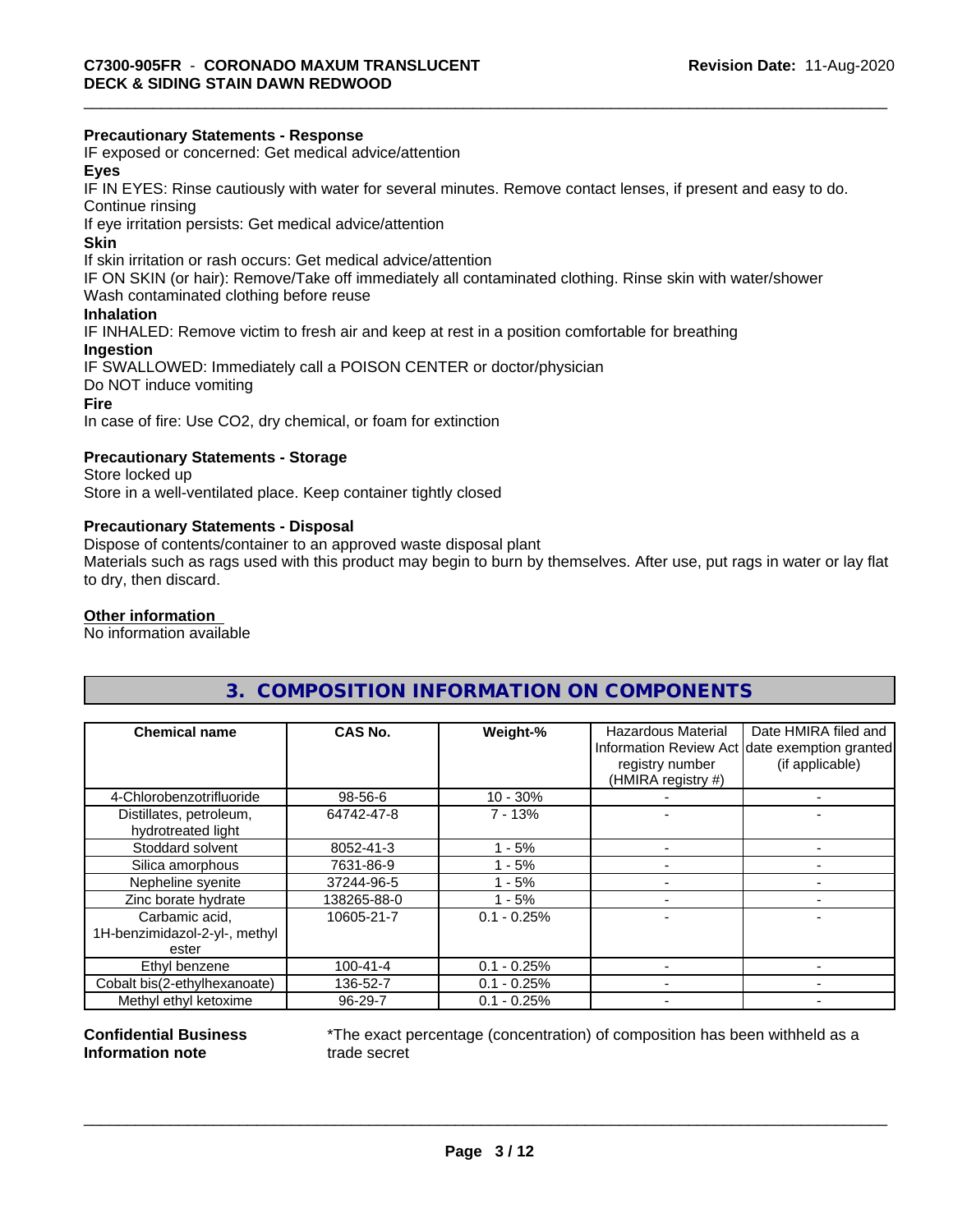**Precautionary Statements - Response**

IF exposed or concerned: Get medical advice/attention

**Eyes**

IF IN EYES: Rinse cautiously with water for several minutes. Remove contact lenses, if present and easy to do. Continue rinsing

If eye irritation persists: Get medical advice/attention

**Skin**

If skin irritation or rash occurs: Get medical advice/attention

IF ON SKIN (or hair): Remove/Take off immediately all contaminated clothing. Rinse skin with water/shower

Wash contaminated clothing before reuse

**Inhalation**

IF INHALED: Remove victim to fresh air and keep at rest in a position comfortable for breathing

**Ingestion**

IF SWALLOWED: Immediately call a POISON CENTER or doctor/physician

Do NOT induce vomiting

**Fire**

In case of fire: Use CO2, dry chemical, or foam for extinction

**Precautionary Statements - Storage**

Store locked up

Store in a well-ventilated place. Keep container tightly closed

**Precautionary Statements - Disposal**

Dispose of contents/container to an approved waste disposal plant

Materials such as rags used with this product may begin to burn by themselves. After use, put rags in water or lay flat to dry, then discard.

**Other information**

No information available

## 3. COMPOSITION INFORMATION ON COMPONENTS

| Chemical name | CAS No. | Weight-% | Hazardous Material Information Review Act registry number (HMIRA registry #) | Date HMIRA filed and date exemption granted (if applicable) |
|---|---|---|---|---|
| 4-Chlorobenzotrifluoride | 98-56-6 | 10 - 30% | - | - |
| Distillates, petroleum, hydrotreated light | 64742-47-8 | 7 - 13% | - | - |
| Stoddard solvent | 8052-41-3 | 1 - 5% | - | - |
| Silica amorphous | 7631-86-9 | 1 - 5% | - | - |
| Nepheline syenite | 37244-96-5 | 1 - 5% | - | - |
| Zinc borate hydrate | 138265-88-0 | 1 - 5% | - | - |
| Carbamic acid, 1H-benzimidazol-2-yl-, methyl ester | 10605-21-7 | 0.1 - 0.25% | - | - |
| Ethyl benzene | 100-41-4 | 0.1 - 0.25% | - | - |
| Cobalt bis(2-ethylhexanoate) | 136-52-7 | 0.1 - 0.25% | - | - |
| Methyl ethyl ketoxime | 96-29-7 | 0.1 - 0.25% | - | - |

**Confidential Business Information note**

*The exact percentage (concentration) of composition has been withheld as a trade secret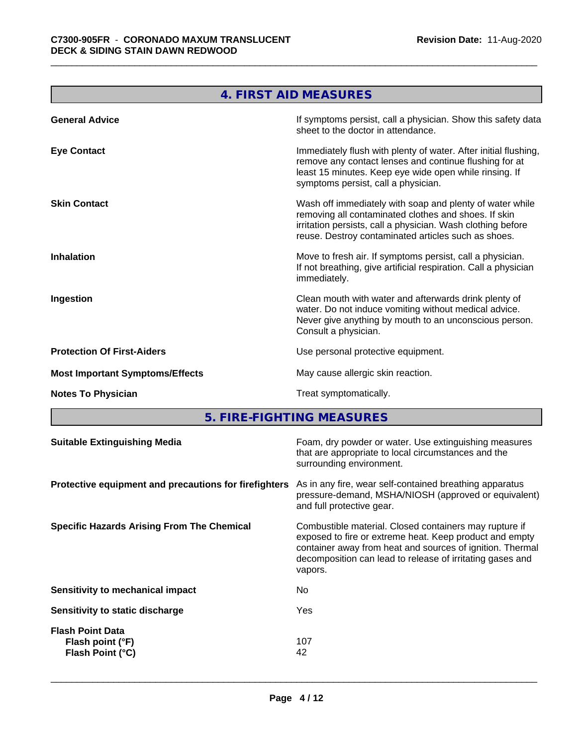## 4. FIRST AID MEASURES

| | |
|---|---|
| **General Advice** | If symptoms persist, call a physician. Show this safety data sheet to the doctor in attendance. |
| **Eye Contact** | Immediately flush with plenty of water. After initial flushing, remove any contact lenses and continue flushing for at least 15 minutes. Keep eye wide open while rinsing. If symptoms persist, call a physician. |
| **Skin Contact** | Wash off immediately with soap and plenty of water while removing all contaminated clothes and shoes. If skin irritation persists, call a physician. Wash clothing before reuse. Destroy contaminated articles such as shoes. |
| **Inhalation** | Move to fresh air. If symptoms persist, call a physician. If not breathing, give artificial respiration. Call a physician immediately. |
| **Ingestion** | Clean mouth with water and afterwards drink plenty of water. Do not induce vomiting without medical advice. Never give anything by mouth to an unconscious person. Consult a physician. |
| **Protection Of First-Aiders** | Use personal protective equipment. |
| **Most Important Symptoms/Effects** | May cause allergic skin reaction. |
| **Notes To Physician** | Treat symptomatically. |

## 5. FIRE-FIGHTING MEASURES

| | |
|---|---|
| **Suitable Extinguishing Media** | Foam, dry powder or water. Use extinguishing measures that are appropriate to local circumstances and the surrounding environment. |
| **Protective equipment and precautions for firefighters** | As in any fire, wear self-contained breathing apparatus pressure-demand, MSHA/NIOSH (approved or equivalent) and full protective gear. |
| **Specific Hazards Arising From The Chemical** | Combustible material. Closed containers may rupture if exposed to fire or extreme heat. Keep product and empty container away from heat and sources of ignition. Thermal decomposition can lead to release of irritating gases and vapors. |
| **Sensitivity to mechanical impact** | No |
| **Sensitivity to static discharge** | Yes |
| **Flash Point Data** | |
| **Flash point (°F)** | 107 |
| **Flash Point (°C)** | 42 |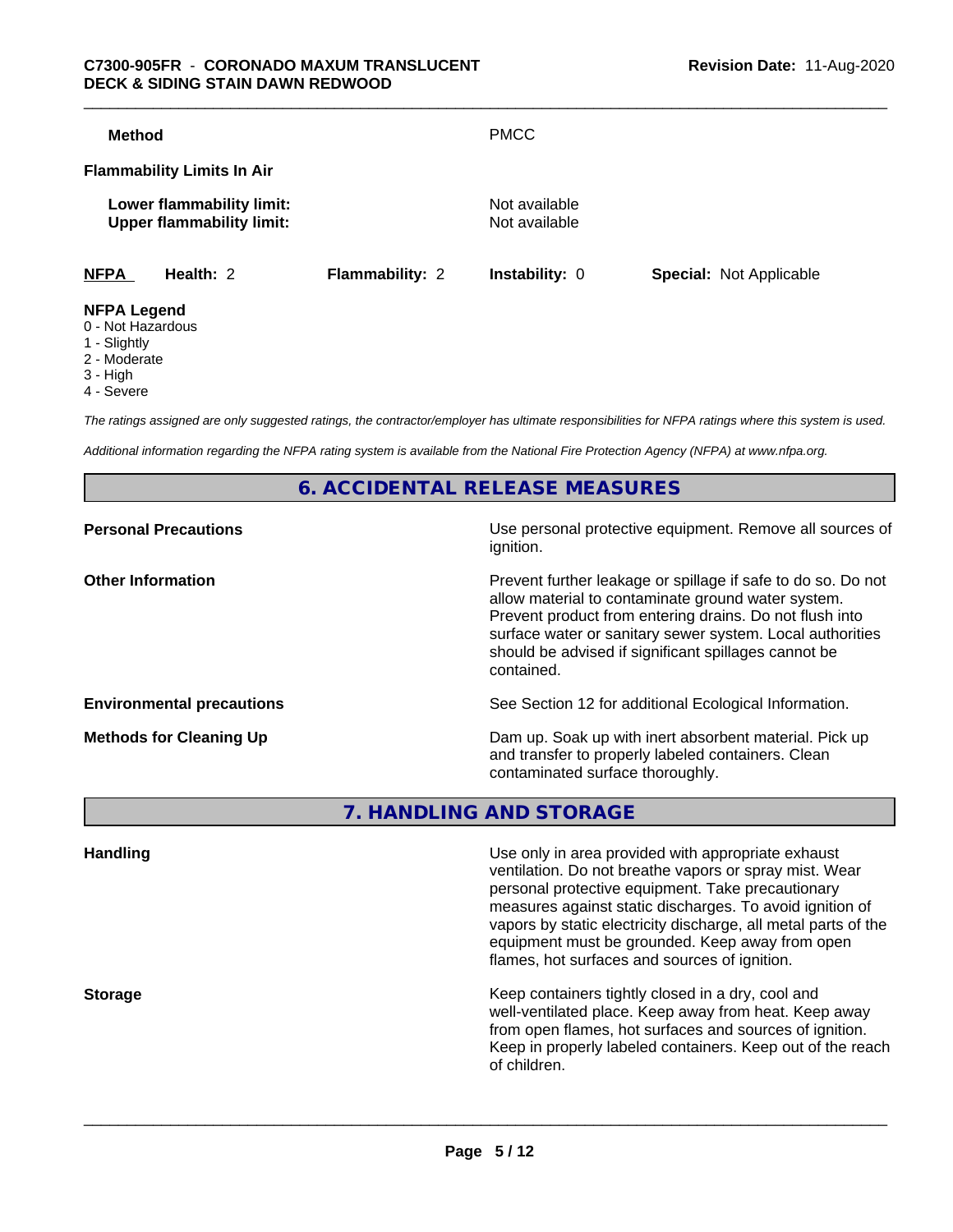| | |
|---|---|
| **Method** | PMCC |

**Flammability Limits In Air**

| | |
|---|---|
| **Lower flammability limit:** | Not available |
| **Upper flammability limit:** | Not available |

| NFPA | Health: 2 | Flammability: 2 | Instability: 0 | Special: Not Applicable |
|---|---|---|---|---|

**NFPA Legend**
- 0 - Not Hazardous
- 1 - Slightly
- 2 - Moderate
- 3 - High
- 4 - Severe

*The ratings assigned are only suggested ratings, the contractor/employer has ultimate responsibilities for NFPA ratings where this system is used.*

*Additional information regarding the NFPA rating system is available from the National Fire Protection Agency (NFPA) at www.nfpa.org.*

## 6. ACCIDENTAL RELEASE MEASURES

| | |
|---|---|
| **Personal Precautions** | Use personal protective equipment. Remove all sources of ignition. |
| **Other Information** | Prevent further leakage or spillage if safe to do so. Do not allow material to contaminate ground water system. Prevent product from entering drains. Do not flush into surface water or sanitary sewer system. Local authorities should be advised if significant spillages cannot be contained. |
| **Environmental precautions** | See Section 12 for additional Ecological Information. |
| **Methods for Cleaning Up** | Dam up. Soak up with inert absorbent material. Pick up and transfer to properly labeled containers. Clean contaminated surface thoroughly. |

## 7. HANDLING AND STORAGE

| | |
|---|---|
| **Handling** | Use only in area provided with appropriate exhaust ventilation. Do not breathe vapors or spray mist. Wear personal protective equipment. Take precautionary measures against static discharges. To avoid ignition of vapors by static electricity discharge, all metal parts of the equipment must be grounded. Keep away from open flames, hot surfaces and sources of ignition. |
| **Storage** | Keep containers tightly closed in a dry, cool and well-ventilated place. Keep away from heat. Keep away from open flames, hot surfaces and sources of ignition. Keep in properly labeled containers. Keep out of the reach of children. |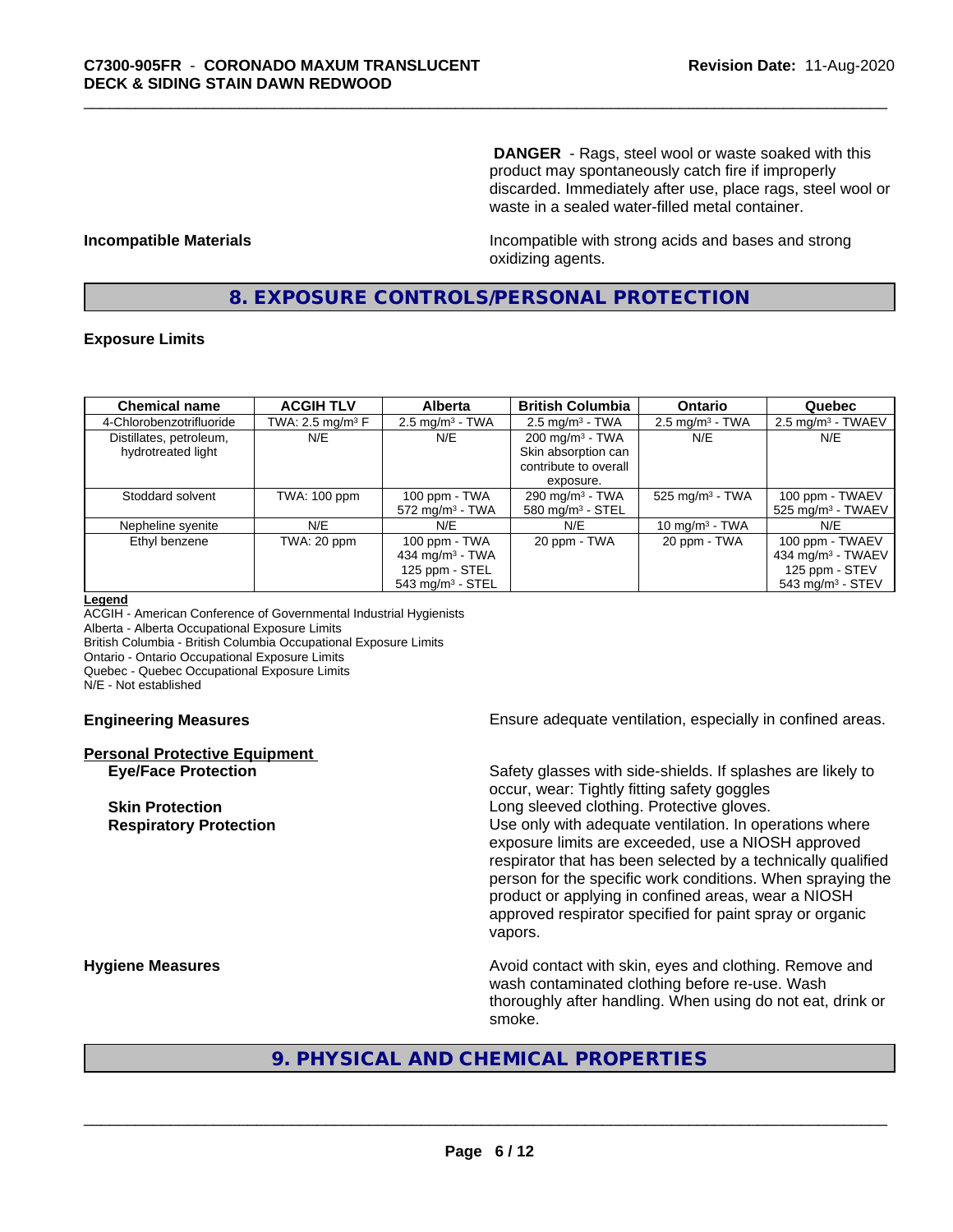**DANGER** - Rags, steel wool or waste soaked with this product may spontaneously catch fire if improperly discarded. Immediately after use, place rags, steel wool or waste in a sealed water-filled metal container.

**Incompatible Materials**

Incompatible with strong acids and bases and strong oxidizing agents.

## 8. EXPOSURE CONTROLS/PERSONAL PROTECTION

### Exposure Limits

| Chemical name | ACGIH TLV | Alberta | British Columbia | Ontario | Quebec |
|---|---|---|---|---|---|
| 4-Chlorobenzotrifluoride | TWA: 2.5 mg/m³ F | 2.5 mg/m³ - TWA | 2.5 mg/m³ - TWA | 2.5 mg/m³ - TWA | 2.5 mg/m³ - TWAEV |
| Distillates, petroleum, hydrotreated light | N/E | N/E | 200 mg/m³ - TWA Skin absorption can contribute to overall exposure. | N/E | N/E |
| Stoddard solvent | TWA: 100 ppm | 100 ppm - TWA 572 mg/m³ - TWA | 290 mg/m³ - TWA 580 mg/m³ - STEL | 525 mg/m³ - TWA | 100 ppm - TWAEV 525 mg/m³ - TWAEV |
| Nepheline syenite | N/E | N/E | N/E | 10 mg/m³ - TWA | N/E |
| Ethyl benzene | TWA: 20 ppm | 100 ppm - TWA 434 mg/m³ - TWA 125 ppm - STEL 543 mg/m³ - STEL | 20 ppm - TWA | 20 ppm - TWA | 100 ppm - TWAEV 434 mg/m³ - TWAEV 125 ppm - STEV 543 mg/m³ - STEV |

**Legend**

ACGIH - American Conference of Governmental Industrial Hygienists
Alberta - Alberta Occupational Exposure Limits
British Columbia - British Columbia Occupational Exposure Limits
Ontario - Ontario Occupational Exposure Limits
Quebec - Quebec Occupational Exposure Limits
N/E - Not established

**Engineering Measures**

Ensure adequate ventilation, especially in confined areas.

**Personal Protective Equipment**

**Eye/Face Protection**

Safety glasses with side-shields. If splashes are likely to occur, wear: Tightly fitting safety goggles

**Skin Protection**

Long sleeved clothing. Protective gloves.

**Respiratory Protection**

Use only with adequate ventilation. In operations where exposure limits are exceeded, use a NIOSH approved respirator that has been selected by a technically qualified person for the specific work conditions. When spraying the product or applying in confined areas, wear a NIOSH approved respirator specified for paint spray or organic vapors.

**Hygiene Measures**

Avoid contact with skin, eyes and clothing. Remove and wash contaminated clothing before re-use. Wash thoroughly after handling. When using do not eat, drink or smoke.

## 9. PHYSICAL AND CHEMICAL PROPERTIES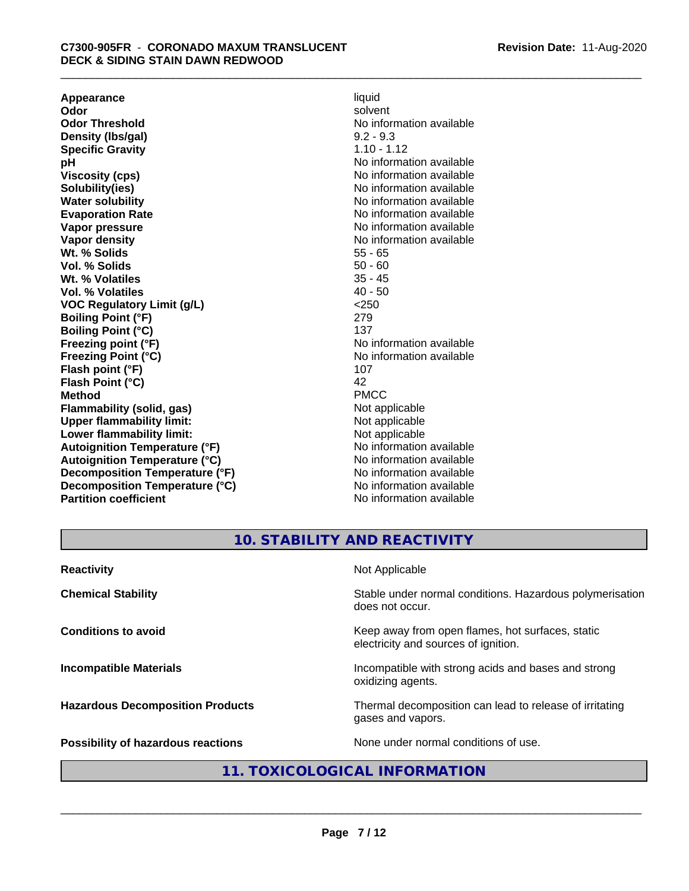| | |
|---|---|
| **Appearance** | liquid |
| **Odor** | solvent |
| **Odor Threshold** | No information available |
| **Density (lbs/gal)** | 9.2 - 9.3 |
| **Specific Gravity** | 1.10 - 1.12 |
| **pH** | No information available |
| **Viscosity (cps)** | No information available |
| **Solubility(ies)** | No information available |
| **Water solubility** | No information available |
| **Evaporation Rate** | No information available |
| **Vapor pressure** | No information available |
| **Vapor density** | No information available |
| **Wt. % Solids** | 55 - 65 |
| **Vol. % Solids** | 50 - 60 |
| **Wt. % Volatiles** | 35 - 45 |
| **Vol. % Volatiles** | 40 - 50 |
| **VOC Regulatory Limit (g/L)** | <250 |
| **Boiling Point (°F)** | 279 |
| **Boiling Point (°C)** | 137 |
| **Freezing point (°F)** | No information available |
| **Freezing Point (°C)** | No information available |
| **Flash point (°F)** | 107 |
| **Flash Point (°C)** | 42 |
| **Method** | PMCC |
| **Flammability (solid, gas)** | Not applicable |
| **Upper flammability limit:** | Not applicable |
| **Lower flammability limit:** | Not applicable |
| **Autoignition Temperature (°F)** | No information available |
| **Autoignition Temperature (°C)** | No information available |
| **Decomposition Temperature (°F)** | No information available |
| **Decomposition Temperature (°C)** | No information available |
| **Partition coefficient** | No information available |

## 10. STABILITY AND REACTIVITY

| | |
|---|---|
| **Reactivity** | Not Applicable |
| **Chemical Stability** | Stable under normal conditions. Hazardous polymerisation does not occur. |
| **Conditions to avoid** | Keep away from open flames, hot surfaces, static electricity and sources of ignition. |
| **Incompatible Materials** | Incompatible with strong acids and bases and strong oxidizing agents. |
| **Hazardous Decomposition Products** | Thermal decomposition can lead to release of irritating gases and vapors. |
| **Possibility of hazardous reactions** | None under normal conditions of use. |

## 11. TOXICOLOGICAL INFORMATION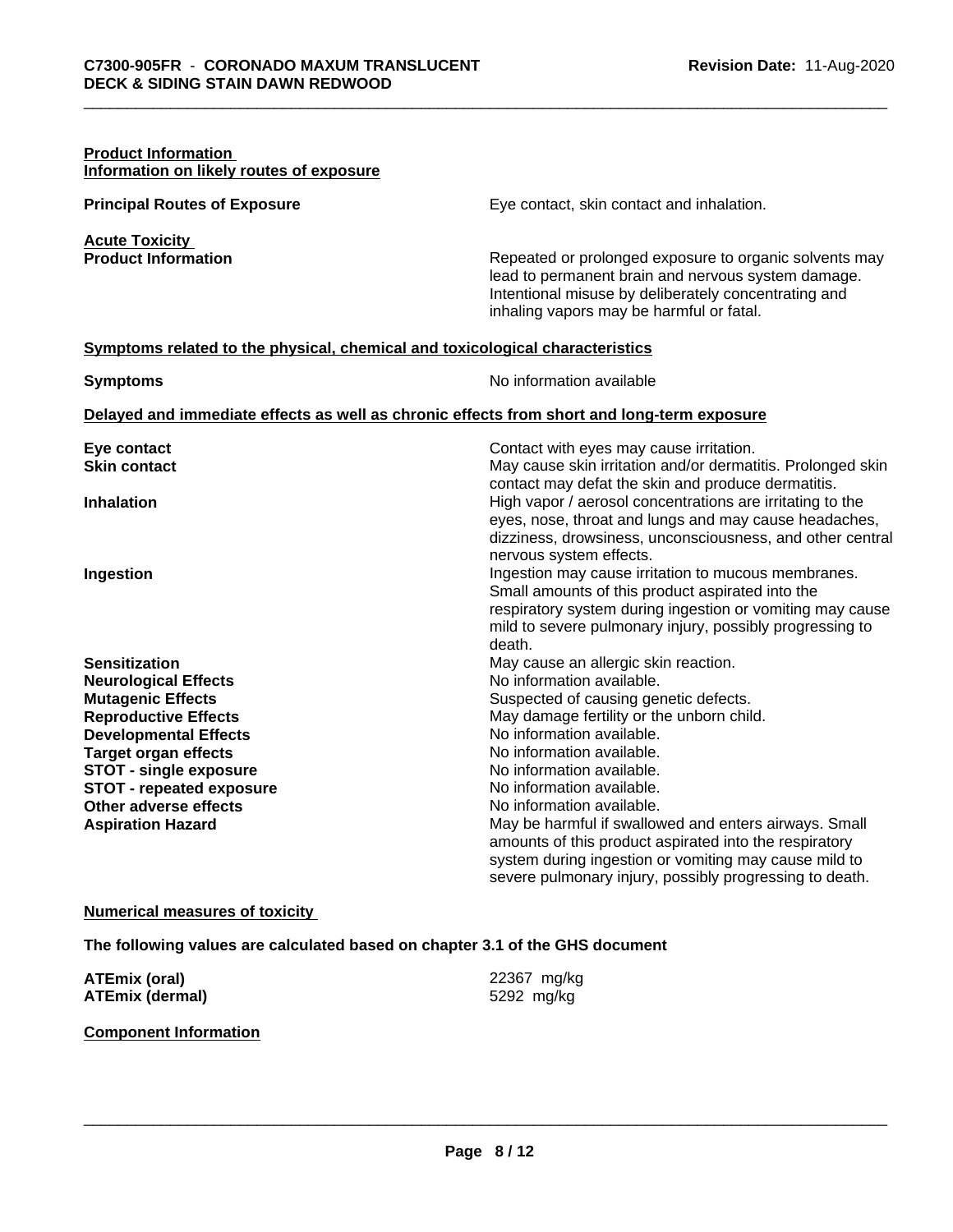**Product Information**
**Information on likely routes of exposure**

| | |
|---|---|
| **Principal Routes of Exposure** | Eye contact, skin contact and inhalation. |

**Acute Toxicity**

| | |
|---|---|
| **Product Information** | Repeated or prolonged exposure to organic solvents may lead to permanent brain and nervous system damage. Intentional misuse by deliberately concentrating and inhaling vapors may be harmful or fatal. |

**Symptoms related to the physical, chemical and toxicological characteristics**

| | |
|---|---|
| **Symptoms** | No information available |

**Delayed and immediate effects as well as chronic effects from short and long-term exposure**

| | |
|---|---|
| **Eye contact** | Contact with eyes may cause irritation. |
| **Skin contact** | May cause skin irritation and/or dermatitis. Prolonged skin contact may defat the skin and produce dermatitis. |
| **Inhalation** | High vapor / aerosol concentrations are irritating to the eyes, nose, throat and lungs and may cause headaches, dizziness, drowsiness, unconsciousness, and other central nervous system effects. |
| **Ingestion** | Ingestion may cause irritation to mucous membranes. Small amounts of this product aspirated into the respiratory system during ingestion or vomiting may cause mild to severe pulmonary injury, possibly progressing to death. |
| **Sensitization** | May cause an allergic skin reaction. |
| **Neurological Effects** | No information available. |
| **Mutagenic Effects** | Suspected of causing genetic defects. |
| **Reproductive Effects** | May damage fertility or the unborn child. |
| **Developmental Effects** | No information available. |
| **Target organ effects** | No information available. |
| **STOT - single exposure** | No information available. |
| **STOT - repeated exposure** | No information available. |
| **Other adverse effects** | No information available. |
| **Aspiration Hazard** | May be harmful if swallowed and enters airways. Small amounts of this product aspirated into the respiratory system during ingestion or vomiting may cause mild to severe pulmonary injury, possibly progressing to death. |

**Numerical measures of toxicity**

**The following values are calculated based on chapter 3.1 of the GHS document**

| | |
|---|---|
| **ATEmix (oral)** | 22367 mg/kg |
| **ATEmix (dermal)** | 5292 mg/kg |

**Component Information**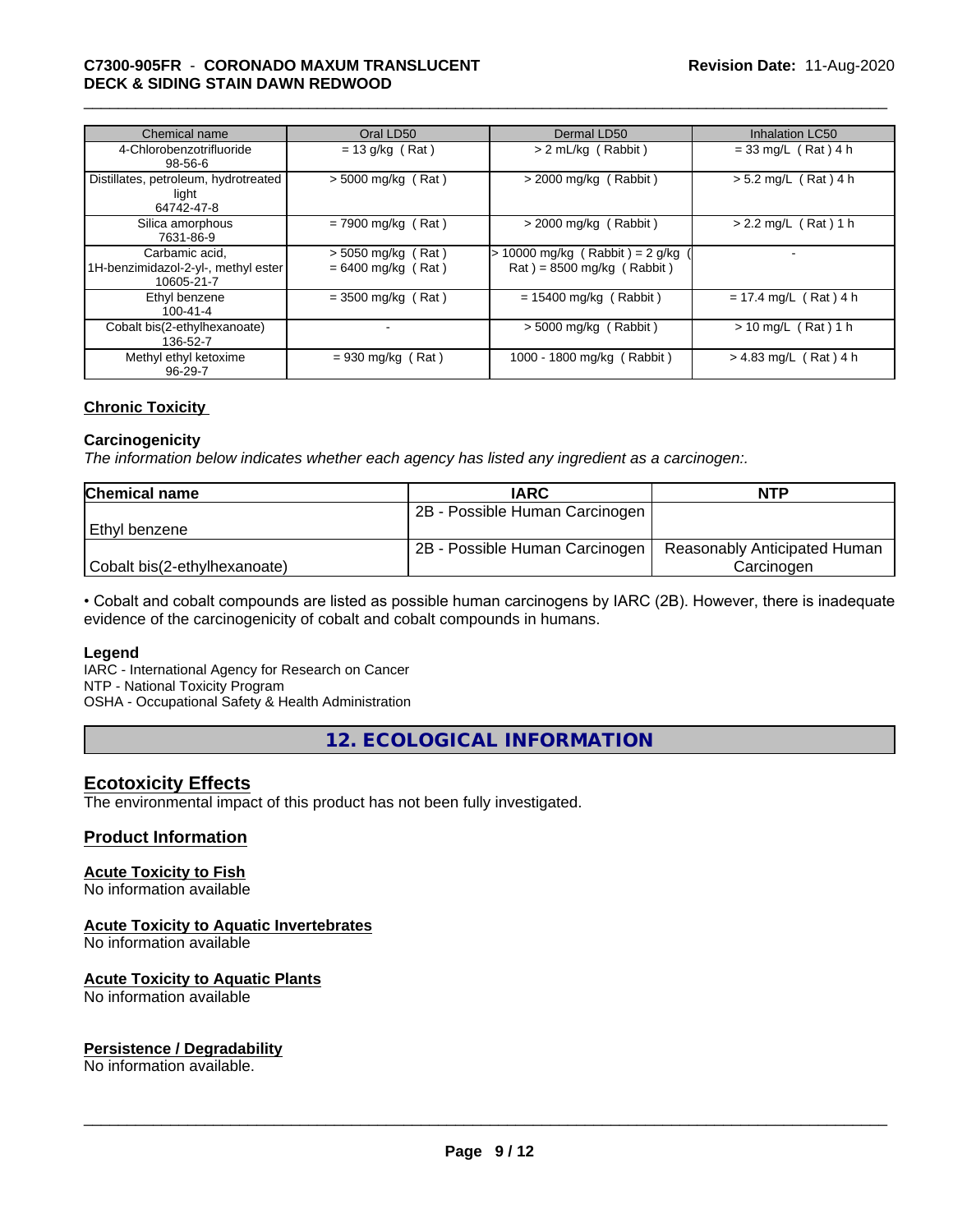| Chemical name | Oral LD50 | Dermal LD50 | Inhalation LC50 |
|---|---|---|---|
| 4-Chlorobenzotrifluoride<br>98-56-6 | = 13 g/kg ( Rat ) | > 2 mL/kg ( Rabbit ) | = 33 mg/L ( Rat ) 4 h |
| Distillates, petroleum, hydrotreated light<br>64742-47-8 | > 5000 mg/kg ( Rat ) | > 2000 mg/kg ( Rabbit ) | > 5.2 mg/L ( Rat ) 4 h |
| Silica amorphous<br>7631-86-9 | = 7900 mg/kg ( Rat ) | > 2000 mg/kg ( Rabbit ) | > 2.2 mg/L ( Rat ) 1 h |
| Carbamic acid, 1H-benzimidazol-2-yl-, methyl ester<br>10605-21-7 | > 5050 mg/kg ( Rat )<br>= 6400 mg/kg ( Rat ) | > 10000 mg/kg ( Rabbit ) = 2 g/kg ( Rat ) = 8500 mg/kg ( Rabbit ) | - |
| Ethyl benzene<br>100-41-4 | = 3500 mg/kg ( Rat ) | = 15400 mg/kg ( Rabbit ) | = 17.4 mg/L ( Rat ) 4 h |
| Cobalt bis(2-ethylhexanoate)<br>136-52-7 | - | > 5000 mg/kg ( Rabbit ) | > 10 mg/L ( Rat ) 1 h |
| Methyl ethyl ketoxime<br>96-29-7 | = 930 mg/kg ( Rat ) | 1000 - 1800 mg/kg ( Rabbit ) | > 4.83 mg/L ( Rat ) 4 h |

## Chronic Toxicity

### Carcinogenicity

*The information below indicates whether each agency has listed any ingredient as a carcinogen:.*

| Chemical name | IARC | NTP |
|---|---|---|
| Ethyl benzene | 2B - Possible Human Carcinogen | |
| Cobalt bis(2-ethylhexanoate) | 2B - Possible Human Carcinogen | Reasonably Anticipated Human Carcinogen |

• Cobalt and cobalt compounds are listed as possible human carcinogens by IARC (2B). However, there is inadequate evidence of the carcinogenicity of cobalt and cobalt compounds in humans.

### Legend

IARC - International Agency for Research on Cancer
NTP - National Toxicity Program
OSHA - Occupational Safety & Health Administration

# 12. ECOLOGICAL INFORMATION

## Ecotoxicity Effects

The environmental impact of this product has not been fully investigated.

## Product Information

### Acute Toxicity to Fish

No information available

### Acute Toxicity to Aquatic Invertebrates

No information available

### Acute Toxicity to Aquatic Plants

No information available

## Persistence / Degradability

No information available.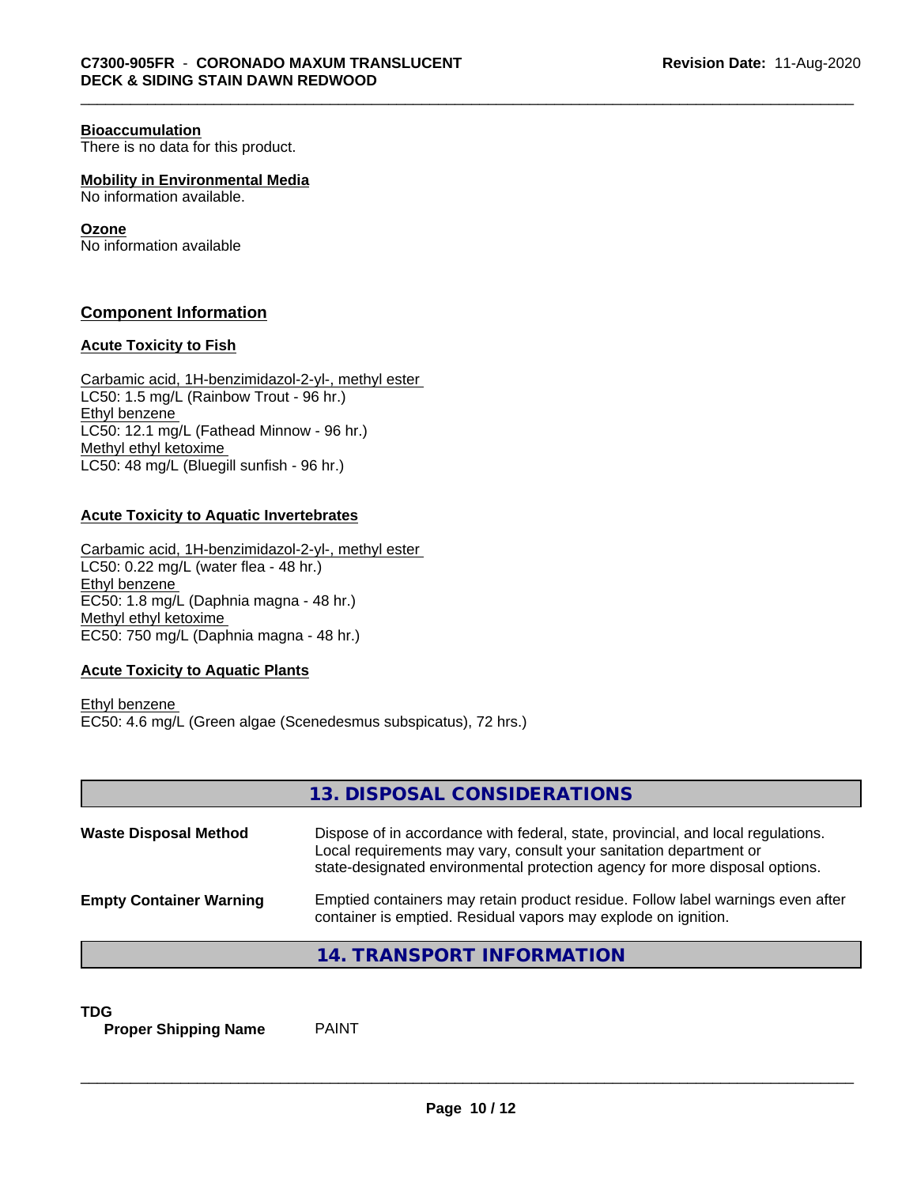**Bioaccumulation**
There is no data for this product.

**Mobility in Environmental Media**
No information available.

**Ozone**
No information available

## Component Information

**Acute Toxicity to Fish**

Carbamic acid, 1H-benzimidazol-2-yl-, methyl ester
LC50: 1.5 mg/L (Rainbow Trout - 96 hr.)
Ethyl benzene
LC50: 12.1 mg/L (Fathead Minnow - 96 hr.)
Methyl ethyl ketoxime
LC50: 48 mg/L (Bluegill sunfish - 96 hr.)

**Acute Toxicity to Aquatic Invertebrates**

Carbamic acid, 1H-benzimidazol-2-yl-, methyl ester
LC50: 0.22 mg/L (water flea - 48 hr.)
Ethyl benzene
EC50: 1.8 mg/L (Daphnia magna - 48 hr.)
Methyl ethyl ketoxime
EC50: 750 mg/L (Daphnia magna - 48 hr.)

**Acute Toxicity to Aquatic Plants**

Ethyl benzene
EC50: 4.6 mg/L (Green algae (Scenedesmus subspicatus), 72 hrs.)

## 13. DISPOSAL CONSIDERATIONS

**Waste Disposal Method** Dispose of in accordance with federal, state, provincial, and local regulations. Local requirements may vary, consult your sanitation department or state-designated environmental protection agency for more disposal options.

**Empty Container Warning** Emptied containers may retain product residue. Follow label warnings even after container is emptied. Residual vapors may explode on ignition.

## 14. TRANSPORT INFORMATION

**TDG**
**Proper Shipping Name** PAINT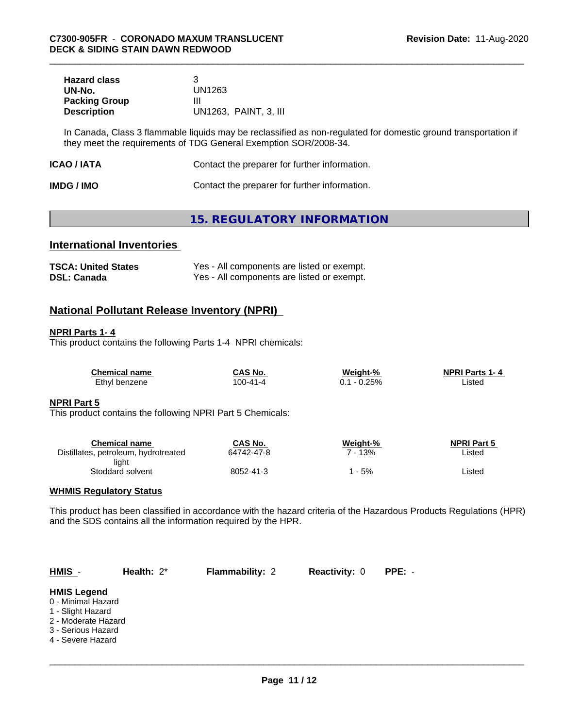| | |
|---|---|
| **Hazard class** | 3 |
| **UN-No.** | UN1263 |
| **Packing Group** | III |
| **Description** | UN1263, PAINT, 3, III |

In Canada, Class 3 flammable liquids may be reclassified as non-regulated for domestic ground transportation if they meet the requirements of TDG General Exemption SOR/2008-34.

**ICAO / IATA** Contact the preparer for further information.

**IMDG / IMO** Contact the preparer for further information.

## 15. REGULATORY INFORMATION

### International Inventories

| | |
|---|---|
| **TSCA: United States** | Yes - All components are listed or exempt. |
| **DSL: Canada** | Yes - All components are listed or exempt. |

### National Pollutant Release Inventory (NPRI)

**NPRI Parts 1- 4**

This product contains the following Parts 1-4 NPRI chemicals:

| Chemical name | CAS No. | Weight-% | NPRI Parts 1- 4 |
|---|---|---|---|
| Ethyl benzene | 100-41-4 | 0.1 - 0.25% | Listed |

**NPRI Part 5**

This product contains the following NPRI Part 5 Chemicals:

| Chemical name | CAS No. | Weight-% | NPRI Part 5 |
|---|---|---|---|
| Distillates, petroleum, hydrotreated light | 64742-47-8 | 7 - 13% | Listed |
| Stoddard solvent | 8052-41-3 | 1 - 5% | Listed |

**WHMIS Regulatory Status**

This product has been classified in accordance with the hazard criteria of the Hazardous Products Regulations (HPR) and the SDS contains all the information required by the HPR.

| **HMIS** - | **Health:** 2* | **Flammability:** 2 | **Reactivity:** 0 | **PPE:** - |
|---|---|---|---|---|

**HMIS Legend**

0 - Minimal Hazard
1 - Slight Hazard
2 - Moderate Hazard
3 - Serious Hazard
4 - Severe Hazard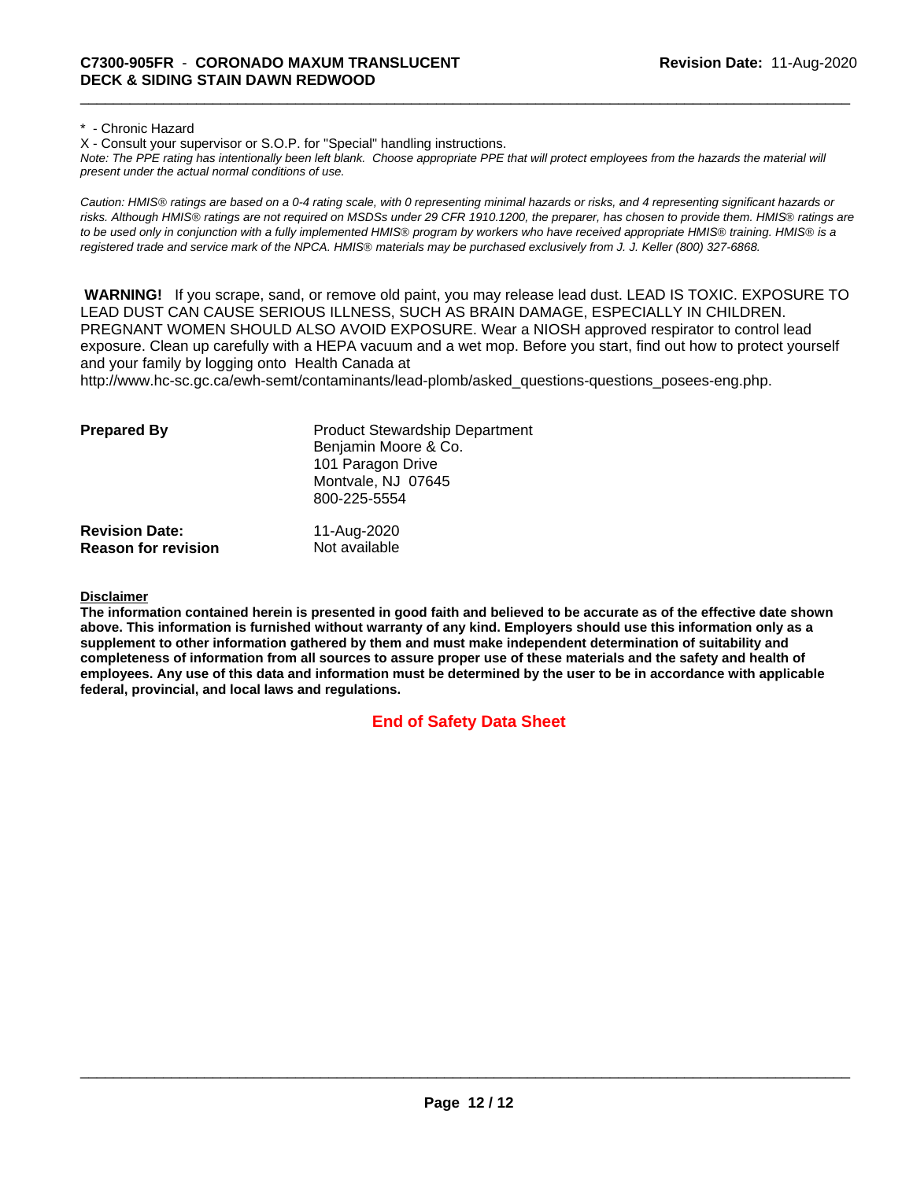\* - Chronic Hazard

X - Consult your supervisor or S.O.P. for "Special" handling instructions.

*Note: The PPE rating has intentionally been left blank. Choose appropriate PPE that will protect employees from the hazards the material will present under the actual normal conditions of use.*

*Caution: HMIS® ratings are based on a 0-4 rating scale, with 0 representing minimal hazards or risks, and 4 representing significant hazards or risks. Although HMIS® ratings are not required on MSDSs under 29 CFR 1910.1200, the preparer, has chosen to provide them. HMIS® ratings are to be used only in conjunction with a fully implemented HMIS® program by workers who have received appropriate HMIS® training. HMIS® is a registered trade and service mark of the NPCA. HMIS® materials may be purchased exclusively from J. J. Keller (800) 327-6868.*

**WARNING!** If you scrape, sand, or remove old paint, you may release lead dust. LEAD IS TOXIC. EXPOSURE TO LEAD DUST CAN CAUSE SERIOUS ILLNESS, SUCH AS BRAIN DAMAGE, ESPECIALLY IN CHILDREN. PREGNANT WOMEN SHOULD ALSO AVOID EXPOSURE. Wear a NIOSH approved respirator to control lead exposure. Clean up carefully with a HEPA vacuum and a wet mop. Before you start, find out how to protect yourself and your family by logging onto Health Canada at http://www.hc-sc.gc.ca/ewh-semt/contaminants/lead-plomb/asked_questions-questions_posees-eng.php.

| | |
|---|---|
| **Prepared By** | Product Stewardship Department<br>Benjamin Moore & Co.<br>101 Paragon Drive<br>Montvale, NJ 07645<br>800-225-5554 |
| **Revision Date:** | 11-Aug-2020 |
| **Reason for revision** | Not available |

**Disclaimer**

**The information contained herein is presented in good faith and believed to be accurate as of the effective date shown above. This information is furnished without warranty of any kind. Employers should use this information only as a supplement to other information gathered by them and must make independent determination of suitability and completeness of information from all sources to assure proper use of these materials and the safety and health of employees. Any use of this data and information must be determined by the user to be in accordance with applicable federal, provincial, and local laws and regulations.**

**End of Safety Data Sheet**